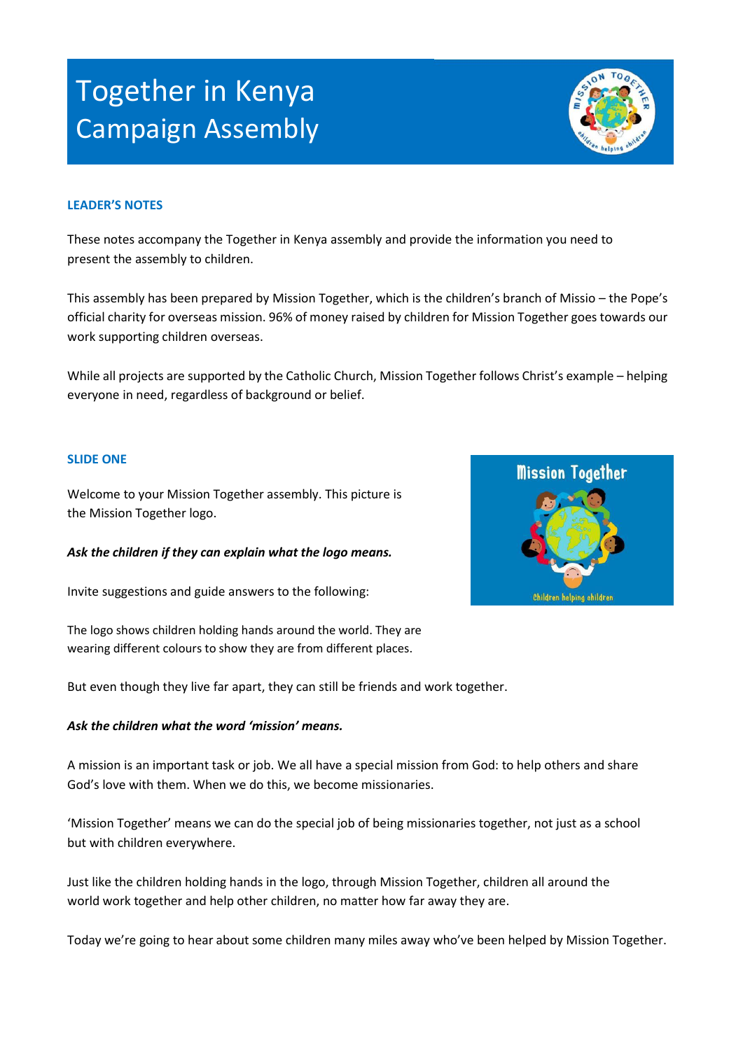# Together in Kenya Campaign Assembly

## LEADER'S NOTES

These notes accompany the Together in Kenya assembly and provide the information you need to present the assembly to children.

This assembly has been prepared by Mission Together, which is the children's branch of Missio – the Pope's official charity for overseas mission. 96% of money raised by children for Mission Together goes towards our work supporting children overseas.

While all projects are supported by the Catholic Church, Mission Together follows Christ's example – helping everyone in need, regardless of background or belief.

## SLIDE ONE

Welcome to your Mission Together assembly. This picture is the Mission Together logo.

***Ask the children if they can explain what the logo means.***

Invite suggestions and guide answers to the following:

The logo shows children holding hands around the world. They are wearing different colours to show they are from different places.

But even though they live far apart, they can still be friends and work together.

***Ask the children what the word 'mission' means.***

A mission is an important task or job. We all have a special mission from God: to help others and share God's love with them. When we do this, we become missionaries.

'Mission Together' means we can do the special job of being missionaries together, not just as a school but with children everywhere.

Just like the children holding hands in the logo, through Mission Together, children all around the world work together and help other children, no matter how far away they are.

Today we're going to hear about some children many miles away who've been helped by Mission Together.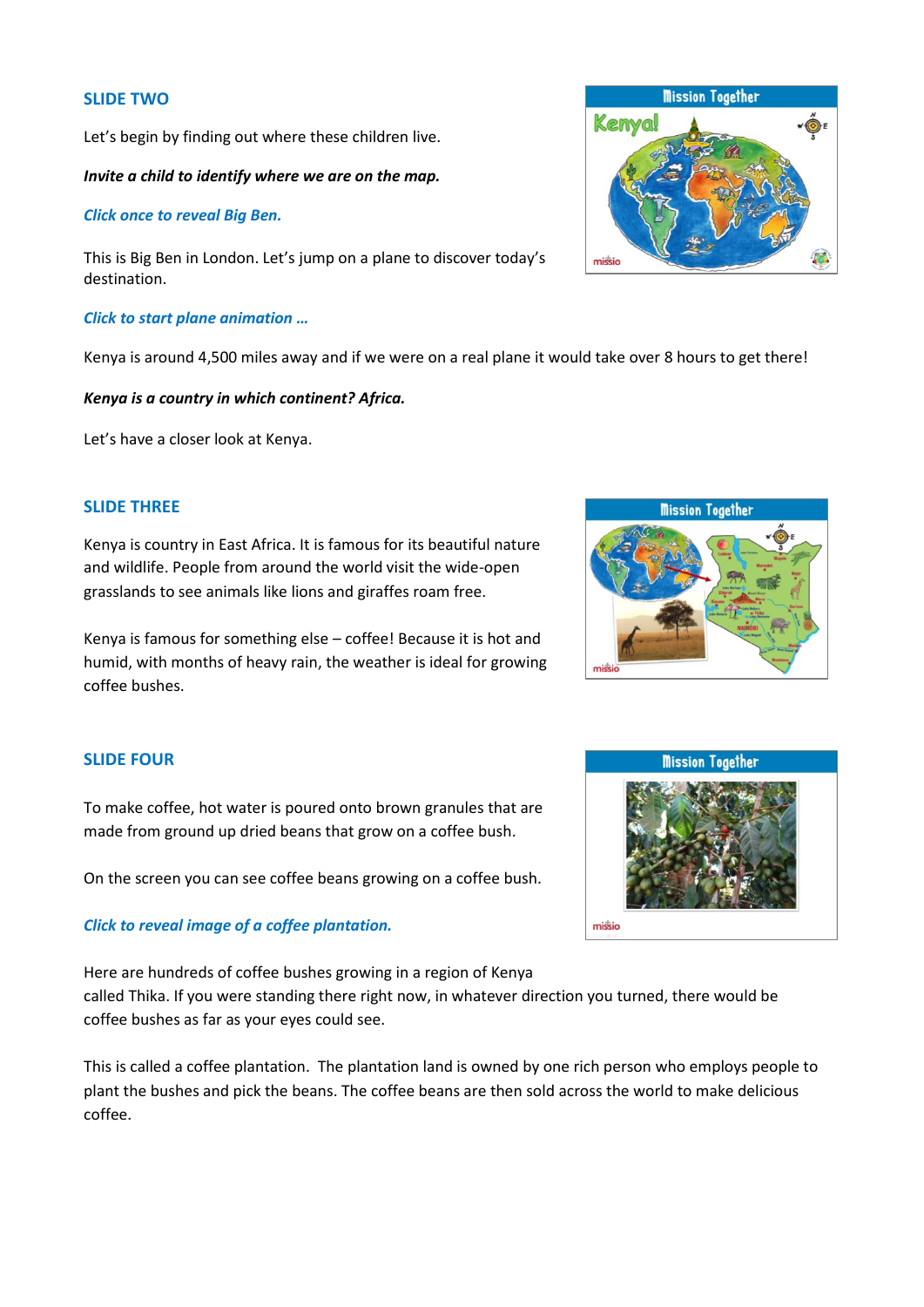## SLIDE TWO

Let's begin by finding out where these children live.

***Invite a child to identify where we are on the map.***

***Click once to reveal Big Ben.***

This is Big Ben in London. Let's jump on a plane to discover today's destination.

***Click to start plane animation …***

Kenya is around 4,500 miles away and if we were on a real plane it would take over 8 hours to get there!

***Kenya is a country in which continent? Africa.***

Let's have a closer look at Kenya.

## SLIDE THREE

Kenya is country in East Africa. It is famous for its beautiful nature and wildlife. People from around the world visit the wide-open grasslands to see animals like lions and giraffes roam free.

Kenya is famous for something else – coffee! Because it is hot and humid, with months of heavy rain, the weather is ideal for growing coffee bushes.

## SLIDE FOUR

To make coffee, hot water is poured onto brown granules that are made from ground up dried beans that grow on a coffee bush.

On the screen you can see coffee beans growing on a coffee bush.

***Click to reveal image of a coffee plantation.***

Here are hundreds of coffee bushes growing in a region of Kenya called Thika. If you were standing there right now, in whatever direction you turned, there would be coffee bushes as far as your eyes could see.

This is called a coffee plantation. The plantation land is owned by one rich person who employs people to plant the bushes and pick the beans. The coffee beans are then sold across the world to make delicious coffee.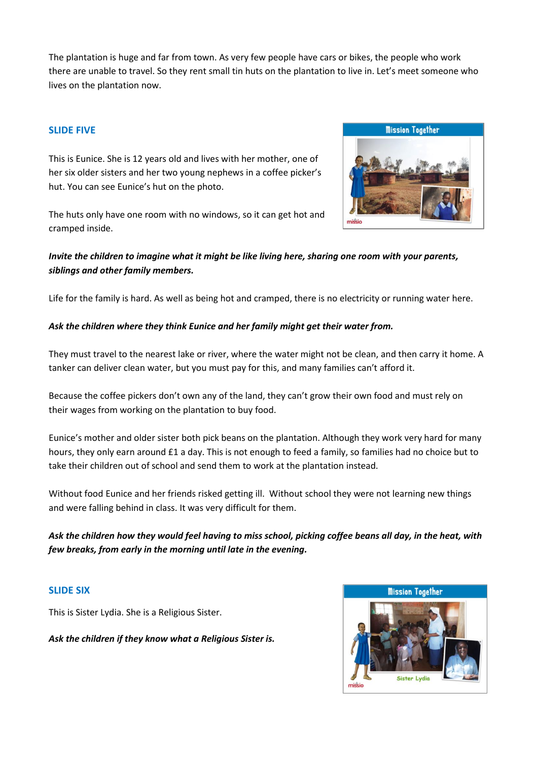The plantation is huge and far from town. As very few people have cars or bikes, the people who work there are unable to travel. So they rent small tin huts on the plantation to live in. Let's meet someone who lives on the plantation now.

## SLIDE FIVE

This is Eunice. She is 12 years old and lives with her mother, one of her six older sisters and her two young nephews in a coffee picker's hut. You can see Eunice's hut on the photo.

The huts only have one room with no windows, so it can get hot and cramped inside.

***Invite the children to imagine what it might be like living here, sharing one room with your parents, siblings and other family members.***

Life for the family is hard. As well as being hot and cramped, there is no electricity or running water here.

***Ask the children where they think Eunice and her family might get their water from.***

They must travel to the nearest lake or river, where the water might not be clean, and then carry it home. A tanker can deliver clean water, but you must pay for this, and many families can't afford it.

Because the coffee pickers don't own any of the land, they can't grow their own food and must rely on their wages from working on the plantation to buy food.

Eunice's mother and older sister both pick beans on the plantation. Although they work very hard for many hours, they only earn around £1 a day. This is not enough to feed a family, so families had no choice but to take their children out of school and send them to work at the plantation instead.

Without food Eunice and her friends risked getting ill. Without school they were not learning new things and were falling behind in class. It was very difficult for them.

***Ask the children how they would feel having to miss school, picking coffee beans all day, in the heat, with few breaks, from early in the morning until late in the evening.***

## SLIDE SIX

This is Sister Lydia. She is a Religious Sister.

***Ask the children if they know what a Religious Sister is.***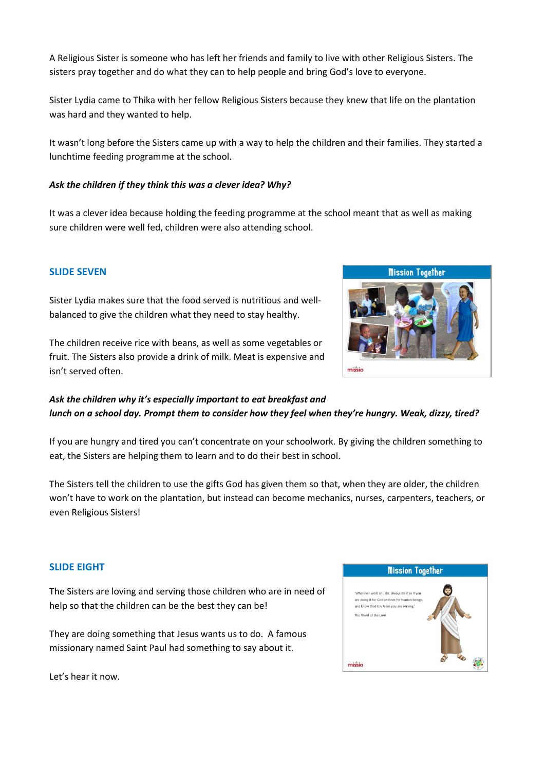A Religious Sister is someone who has left her friends and family to live with other Religious Sisters. The sisters pray together and do what they can to help people and bring God's love to everyone.

Sister Lydia came to Thika with her fellow Religious Sisters because they knew that life on the plantation was hard and they wanted to help.

It wasn't long before the Sisters came up with a way to help the children and their families. They started a lunchtime feeding programme at the school.

***Ask the children if they think this was a clever idea? Why?***

It was a clever idea because holding the feeding programme at the school meant that as well as making sure children were well fed, children were also attending school.

## SLIDE SEVEN

Sister Lydia makes sure that the food served is nutritious and well-balanced to give the children what they need to stay healthy.

The children receive rice with beans, as well as some vegetables or fruit. The Sisters also provide a drink of milk. Meat is expensive and isn't served often.

***Ask the children why it's especially important to eat breakfast and lunch on a school day. Prompt them to consider how they feel when they're hungry. Weak, dizzy, tired?***

If you are hungry and tired you can't concentrate on your schoolwork. By giving the children something to eat, the Sisters are helping them to learn and to do their best in school.

The Sisters tell the children to use the gifts God has given them so that, when they are older, the children won't have to work on the plantation, but instead can become mechanics, nurses, carpenters, teachers, or even Religious Sisters!

## SLIDE EIGHT

The Sisters are loving and serving those children who are in need of help so that the children can be the best they can be!

They are doing something that Jesus wants us to do. A famous missionary named Saint Paul had something to say about it.

Let's hear it now.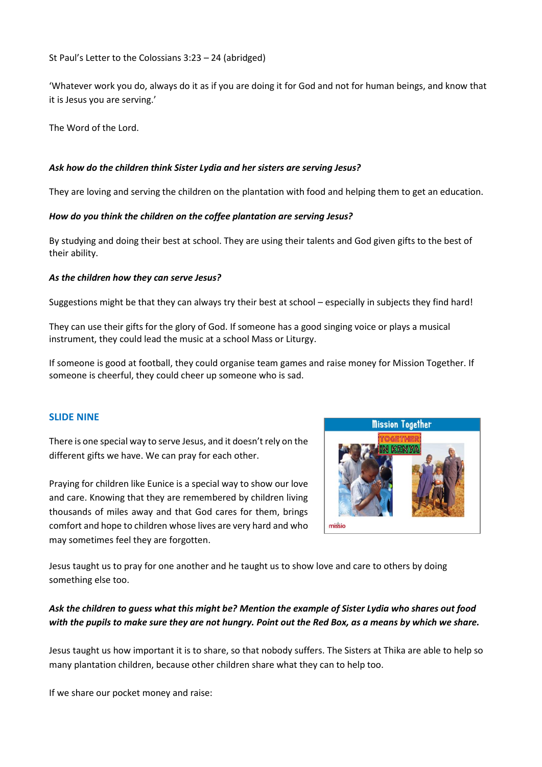St Paul's Letter to the Colossians 3:23 – 24 (abridged)

'Whatever work you do, always do it as if you are doing it for God and not for human beings, and know that it is Jesus you are serving.'

The Word of the Lord.

***Ask how do the children think Sister Lydia and her sisters are serving Jesus?***

They are loving and serving the children on the plantation with food and helping them to get an education.

***How do you think the children on the coffee plantation are serving Jesus?***

By studying and doing their best at school. They are using their talents and God given gifts to the best of their ability.

***As the children how they can serve Jesus?***

Suggestions might be that they can always try their best at school – especially in subjects they find hard!

They can use their gifts for the glory of God. If someone has a good singing voice or plays a musical instrument, they could lead the music at a school Mass or Liturgy.

If someone is good at football, they could organise team games and raise money for Mission Together. If someone is cheerful, they could cheer up someone who is sad.

## SLIDE NINE

There is one special way to serve Jesus, and it doesn't rely on the different gifts we have. We can pray for each other.

Praying for children like Eunice is a special way to show our love and care. Knowing that they are remembered by children living thousands of miles away and that God cares for them, brings comfort and hope to children whose lives are very hard and who may sometimes feel they are forgotten.

Jesus taught us to pray for one another and he taught us to show love and care to others by doing something else too.

***Ask the children to guess what this might be? Mention the example of Sister Lydia who shares out food with the pupils to make sure they are not hungry. Point out the Red Box, as a means by which we share.***

Jesus taught us how important it is to share, so that nobody suffers. The Sisters at Thika are able to help so many plantation children, because other children share what they can to help too.

If we share our pocket money and raise: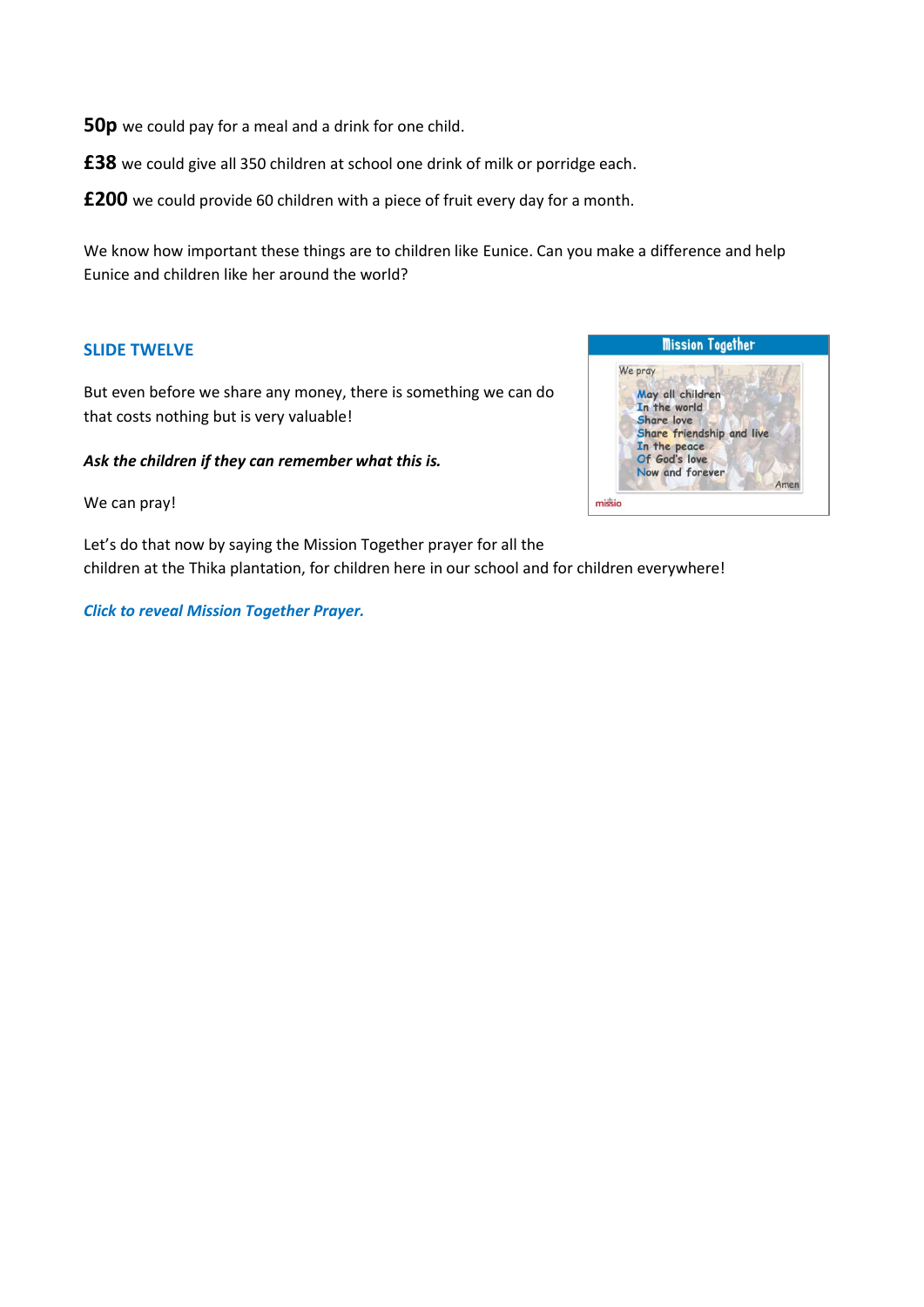**50p** we could pay for a meal and a drink for one child.

**£38** we could give all 350 children at school one drink of milk or porridge each.

**£200** we could provide 60 children with a piece of fruit every day for a month.

We know how important these things are to children like Eunice. Can you make a difference and help Eunice and children like her around the world?

### SLIDE TWELVE

But even before we share any money, there is something we can do that costs nothing but is very valuable!

***Ask the children if they can remember what this is.***

We can pray!

Let's do that now by saying the Mission Together prayer for all the children at the Thika plantation, for children here in our school and for children everywhere!

***Click to reveal Mission Together Prayer.***

Mission Together

We pray
May all children
In the world
Share love
Share friendship and live
In the peace
Of God's love
Now and forever
Amen

missio